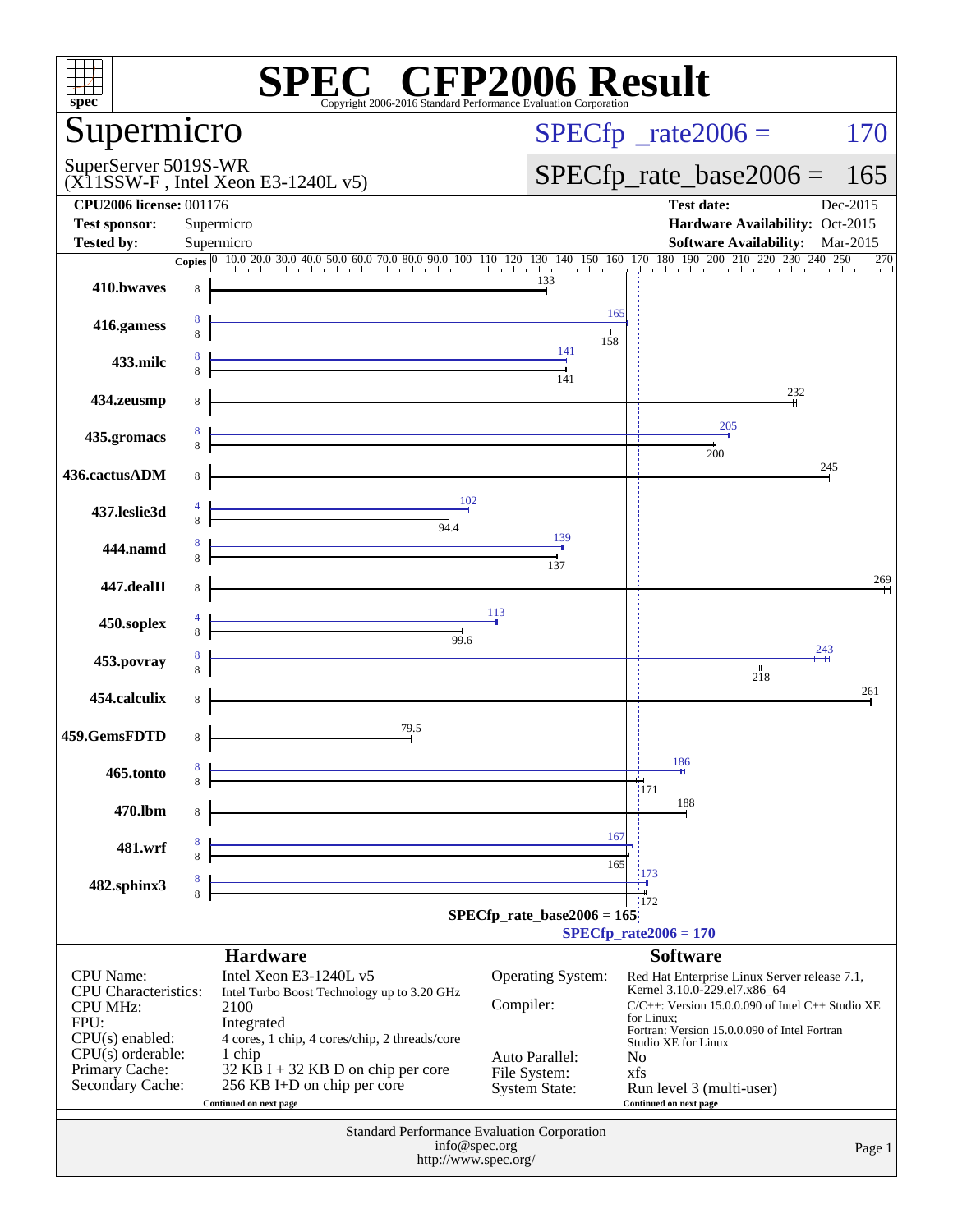# SPEC CFP2006 Result

Copyright 2006-2016 Standard Performance Evaluation Corporation

## Supermicro

SuperServer 5019S-WR
(X11SSW-F , Intel Xeon E3-1240L v5)

SPECfp_rate2006 = 170

SPECfp_rate_base2006 = 165

| | | | |
|---|---|---|---|
| **CPU2006 license:** 001176 | | **Test date:** | Dec-2015 |
| **Test sponsor:** | Supermicro | **Hardware Availability:** | Oct-2015 |
| **Tested by:** | Supermicro | **Software Availability:** | Mar-2015 |

| Benchmark | Copies (peak) | Copies (base) | Peak | Base |
|---|---|---|---|---|
| 410.bwaves | | 8 | | 133 |
| 416.gamess | 8 | 8 | 165 | 158 |
| 433.milc | 8 | 8 | 141 | 141 |
| 434.zeusmp | | 8 | | 232 |
| 435.gromacs | 8 | 8 | 205 | 200 |
| 436.cactusADM | | 8 | | 245 |
| 437.leslie3d | 4 | 8 | 102 | 94.4 |
| 444.namd | 8 | 8 | 139 | 137 |
| 447.dealII | | 8 | | 269 |
| 450.soplex | 4 | 8 | 113 | 99.6 |
| 453.povray | 8 | 8 | 243 | 218 |
| 454.calculix | | 8 | | 261 |
| 459.GemsFDTD | | 8 | | 79.5 |
| 465.tonto | 8 | 8 | 186 | 171 |
| 470.lbm | | 8 | | 188 |
| 481.wrf | 8 | 8 | 167 | 165 |
| 482.sphinx3 | 8 | 8 | 173 | 172 |

SPECfp_rate_base2006 = 165

SPECfp_rate2006 = 170

### Hardware

| | |
|---|---|
| CPU Name: | Intel Xeon E3-1240L v5 |
| CPU Characteristics: | Intel Turbo Boost Technology up to 3.20 GHz |
| CPU MHz: | 2100 |
| FPU: | Integrated |
| CPU(s) enabled: | 4 cores, 1 chip, 4 cores/chip, 2 threads/core |
| CPU(s) orderable: | 1 chip |
| Primary Cache: | 32 KB I + 32 KB D on chip per core |
| Secondary Cache: | 256 KB I+D on chip per core |

Continued on next page

### Software

| | |
|---|---|
| Operating System: | Red Hat Enterprise Linux Server release 7.1, Kernel 3.10.0-229.el7.x86_64 |
| Compiler: | C/C++: Version 15.0.0.090 of Intel C++ Studio XE for Linux; Fortran: Version 15.0.0.090 of Intel Fortran Studio XE for Linux |
| Auto Parallel: | No |
| File System: | xfs |
| System State: | Run level 3 (multi-user) |

Continued on next page

Standard Performance Evaluation Corporation
info@spec.org
http://www.spec.org/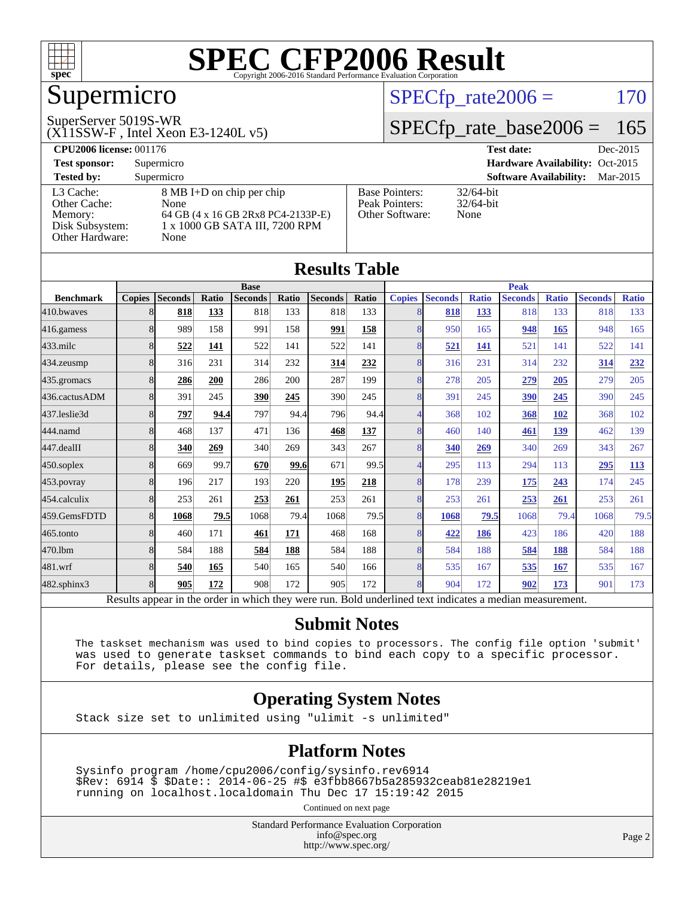# SPEC CFP2006 Result

Copyright 2006-2016 Standard Performance Evaluation Corporation

## Supermicro

SuperServer 5019S-WR
(X11SSW-F , Intel Xeon E3-1240L v5)

SPECfp_rate2006 = 170

SPECfp_rate_base2006 = 165

| | | | |
|---|---|---|---|
| **CPU2006 license:** 001176 | | **Test date:** | Dec-2015 |
| **Test sponsor:** | Supermicro | **Hardware Availability:** | Oct-2015 |
| **Tested by:** | Supermicro | **Software Availability:** | Mar-2015 |

| | |
|---|---|
| L3 Cache: | 8 MB I+D on chip per chip |
| Other Cache: | None |
| Memory: | 64 GB (4 x 16 GB 2Rx8 PC4-2133P-E) |
| Disk Subsystem: | 1 x 1000 GB SATA III, 7200 RPM |
| Other Hardware: | None |

| | |
|---|---|
| Base Pointers: | 32/64-bit |
| Peak Pointers: | 32/64-bit |
| Other Software: | None |

## Results Table

| | Base | | | | | | | Peak | | | | | | |
|---|---|---|---|---|---|---|---|---|---|---|---|---|---|---|
| **Benchmark** | **Copies** | **Seconds** | **Ratio** | **Seconds** | **Ratio** | **Seconds** | **Ratio** | **Copies** | **Seconds** | **Ratio** | **Seconds** | **Ratio** | **Seconds** | **Ratio** |
| 410.bwaves | 8 | **818** | **133** | 818 | 133 | 818 | 133 | 8 | **818** | **133** | 818 | 133 | 818 | 133 |
| 416.gamess | 8 | 989 | 158 | 991 | 158 | **991** | **158** | 8 | 950 | 165 | **948** | **165** | 948 | 165 |
| 433.milc | 8 | **522** | **141** | 522 | 141 | 522 | 141 | 8 | **521** | **141** | 521 | 141 | 522 | 141 |
| 434.zeusmp | 8 | 316 | 231 | 314 | 232 | **314** | **232** | 8 | 316 | 231 | 314 | 232 | **314** | **232** |
| 435.gromacs | 8 | **286** | **200** | 286 | 200 | 287 | 199 | 8 | 278 | 205 | **279** | **205** | 279 | 205 |
| 436.cactusADM | 8 | 391 | 245 | **390** | **245** | 390 | 245 | 8 | 391 | 245 | **390** | **245** | 390 | 245 |
| 437.leslie3d | 8 | **797** | **94.4** | 797 | 94.4 | 796 | 94.4 | 4 | 368 | 102 | **368** | **102** | 368 | 102 |
| 444.namd | 8 | 468 | 137 | 471 | 136 | **468** | **137** | 8 | 460 | 140 | **461** | **139** | 462 | 139 |
| 447.dealII | 8 | **340** | **269** | 340 | 269 | 343 | 267 | 8 | **340** | **269** | 340 | 269 | 343 | 267 |
| 450.soplex | 8 | 669 | 99.7 | **670** | **99.6** | 671 | 99.5 | 4 | 295 | 113 | 294 | 113 | **295** | **113** |
| 453.povray | 8 | 196 | 217 | 193 | 220 | **195** | **218** | 8 | 178 | 239 | **175** | **243** | 174 | 245 |
| 454.calculix | 8 | 253 | 261 | **253** | **261** | 253 | 261 | 8 | 253 | 261 | **253** | **261** | 253 | 261 |
| 459.GemsFDTD | 8 | **1068** | **79.5** | 1068 | 79.4 | 1068 | 79.5 | 8 | **1068** | **79.5** | 1068 | 79.4 | 1068 | 79.5 |
| 465.tonto | 8 | 460 | 171 | **461** | **171** | 468 | 168 | 8 | **422** | **186** | 423 | 186 | 420 | 188 |
| 470.lbm | 8 | 584 | 188 | **584** | **188** | 584 | 188 | 8 | 584 | 188 | **584** | **188** | 584 | 188 |
| 481.wrf | 8 | **540** | **165** | 540 | 165 | 540 | 166 | 8 | 535 | 167 | **535** | **167** | 535 | 167 |
| 482.sphinx3 | 8 | **905** | **172** | 908 | 172 | 905 | 172 | 8 | 904 | 172 | **902** | **173** | 901 | 173 |

Results appear in the order in which they were run. Bold underlined text indicates a median measurement.

## Submit Notes

```
The taskset mechanism was used to bind copies to processors. The config file option 'submit'
was used to generate taskset commands to bind each copy to a specific processor.
For details, please see the config file.
```

## Operating System Notes

```
Stack size set to unlimited using "ulimit -s unlimited"
```

## Platform Notes

```
Sysinfo program /home/cpu2006/config/sysinfo.rev6914
$Rev: 6914 $ $Date:: 2014-06-25 #$ e3fbb8667b5a285932ceab81e28219e1
running on localhost.localdomain Thu Dec 17 15:19:42 2015
```

Continued on next page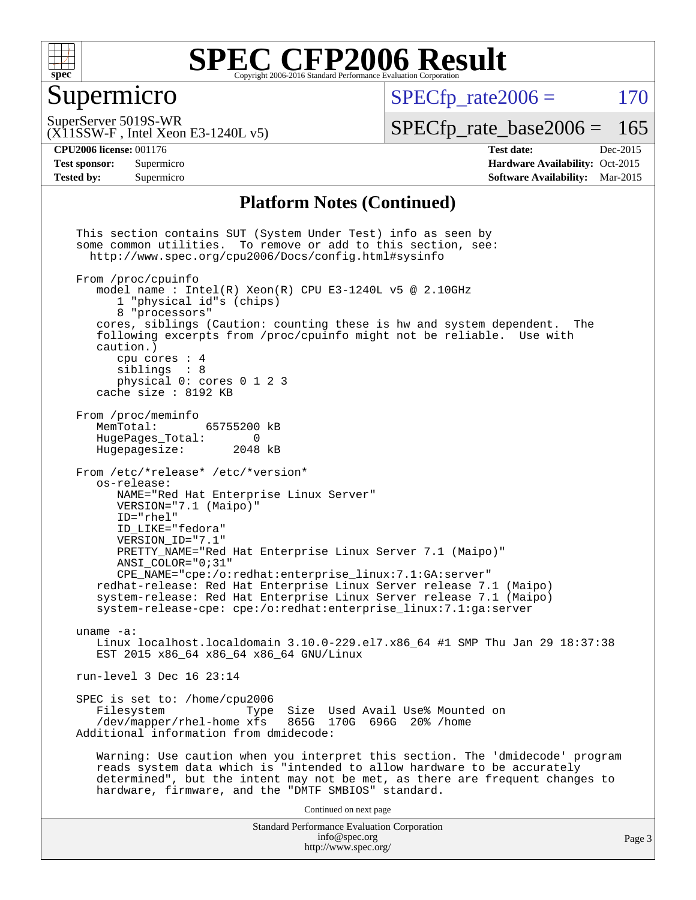# SPEC CFP2006 Result

Copyright 2006-2016 Standard Performance Evaluation Corporation

## Supermicro

SuperServer 5019S-WR
(X11SSW-F , Intel Xeon E3-1240L v5)

SPECfp_rate2006 = 170

SPECfp_rate_base2006 = 165

**CPU2006 license:** 001176
**Test sponsor:** Supermicro
**Tested by:** Supermicro

**Test date:** Dec-2015
**Hardware Availability:** Oct-2015
**Software Availability:** Mar-2015

## Platform Notes (Continued)

```
This section contains SUT (System Under Test) info as seen by
some common utilities.  To remove or add to this section, see:
  http://www.spec.org/cpu2006/Docs/config.html#sysinfo

From /proc/cpuinfo
   model name : Intel(R) Xeon(R) CPU E3-1240L v5 @ 2.10GHz
      1 "physical id"s (chips)
      8 "processors"
   cores, siblings (Caution: counting these is hw and system dependent.  The
   following excerpts from /proc/cpuinfo might not be reliable.  Use with
   caution.)
      cpu cores : 4
      siblings  : 8
      physical 0: cores 0 1 2 3
   cache size : 8192 KB

From /proc/meminfo
   MemTotal:       65755200 kB
   HugePages_Total:       0
   Hugepagesize:       2048 kB

From /etc/*release* /etc/*version*
   os-release:
      NAME="Red Hat Enterprise Linux Server"
      VERSION="7.1 (Maipo)"
      ID="rhel"
      ID_LIKE="fedora"
      VERSION_ID="7.1"
      PRETTY_NAME="Red Hat Enterprise Linux Server 7.1 (Maipo)"
      ANSI_COLOR="0;31"
      CPE_NAME="cpe:/o:redhat:enterprise_linux:7.1:GA:server"
   redhat-release: Red Hat Enterprise Linux Server release 7.1 (Maipo)
   system-release: Red Hat Enterprise Linux Server release 7.1 (Maipo)
   system-release-cpe: cpe:/o:redhat:enterprise_linux:7.1:ga:server

uname -a:
   Linux localhost.localdomain 3.10.0-229.el7.x86_64 #1 SMP Thu Jan 29 18:37:38
   EST 2015 x86_64 x86_64 x86_64 GNU/Linux

run-level 3 Dec 16 23:14

SPEC is set to: /home/cpu2006
   Filesystem            Type  Size  Used Avail Use% Mounted on
   /dev/mapper/rhel-home xfs   865G  170G  696G  20% /home
Additional information from dmidecode:

   Warning: Use caution when you interpret this section. The 'dmidecode' program
   reads system data which is "intended to allow hardware to be accurately
   determined", but the intent may not be met, as there are frequent changes to
   hardware, firmware, and the "DMTF SMBIOS" standard.
```

Continued on next page

Standard Performance Evaluation Corporation
info@spec.org
http://www.spec.org/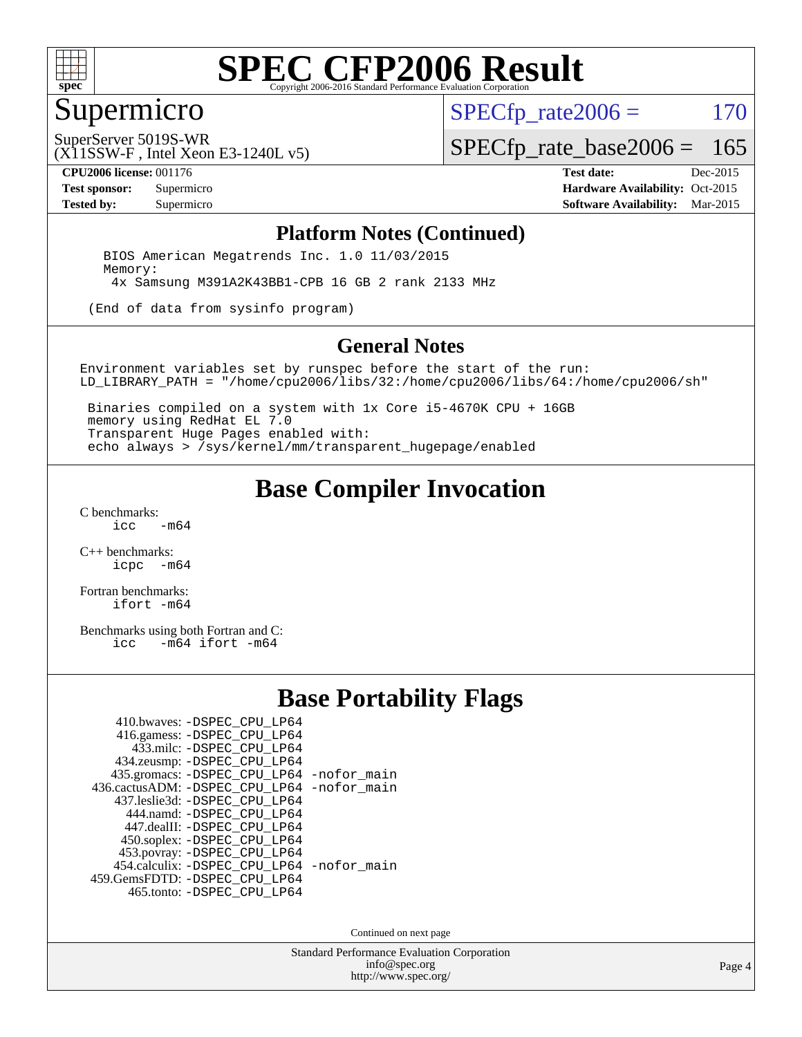# SPEC CFP2006 Result

Copyright 2006-2016 Standard Performance Evaluation Corporation

## Supermicro

SuperServer 5019S-WR
(X11SSW-F , Intel Xeon E3-1240L v5)

SPECfp_rate2006 = 170

SPECfp_rate_base2006 = 165

**CPU2006 license:** 001176
**Test sponsor:** Supermicro
**Tested by:** Supermicro

**Test date:** Dec-2015
**Hardware Availability:** Oct-2015
**Software Availability:** Mar-2015

## Platform Notes (Continued)

```
  BIOS American Megatrends Inc. 1.0 11/03/2015
  Memory:
   4x Samsung M391A2K43BB1-CPB 16 GB 2 rank 2133 MHz

 (End of data from sysinfo program)
```

## General Notes

```
Environment variables set by runspec before the start of the run:
LD_LIBRARY_PATH = "/home/cpu2006/libs/32:/home/cpu2006/libs/64:/home/cpu2006/sh"

 Binaries compiled on a system with 1x Core i5-4670K CPU + 16GB
 memory using RedHat EL 7.0
 Transparent Huge Pages enabled with:
 echo always > /sys/kernel/mm/transparent_hugepage/enabled
```

## Base Compiler Invocation

C benchmarks:
`icc -m64`

C++ benchmarks:
`icpc -m64`

Fortran benchmarks:
`ifort -m64`

Benchmarks using both Fortran and C:
`icc -m64 ifort -m64`

## Base Portability Flags

```
    410.bwaves: -DSPEC_CPU_LP64
    416.gamess: -DSPEC_CPU_LP64
      433.milc: -DSPEC_CPU_LP64
   434.zeusmp: -DSPEC_CPU_LP64
  435.gromacs: -DSPEC_CPU_LP64 -nofor_main
436.cactusADM: -DSPEC_CPU_LP64 -nofor_main
  437.leslie3d: -DSPEC_CPU_LP64
     444.namd: -DSPEC_CPU_LP64
   447.dealII: -DSPEC_CPU_LP64
   450.soplex: -DSPEC_CPU_LP64
   453.povray: -DSPEC_CPU_LP64
 454.calculix: -DSPEC_CPU_LP64 -nofor_main
459.GemsFDTD: -DSPEC_CPU_LP64
    465.tonto: -DSPEC_CPU_LP64
```

Continued on next page

Standard Performance Evaluation Corporation
info@spec.org
http://www.spec.org/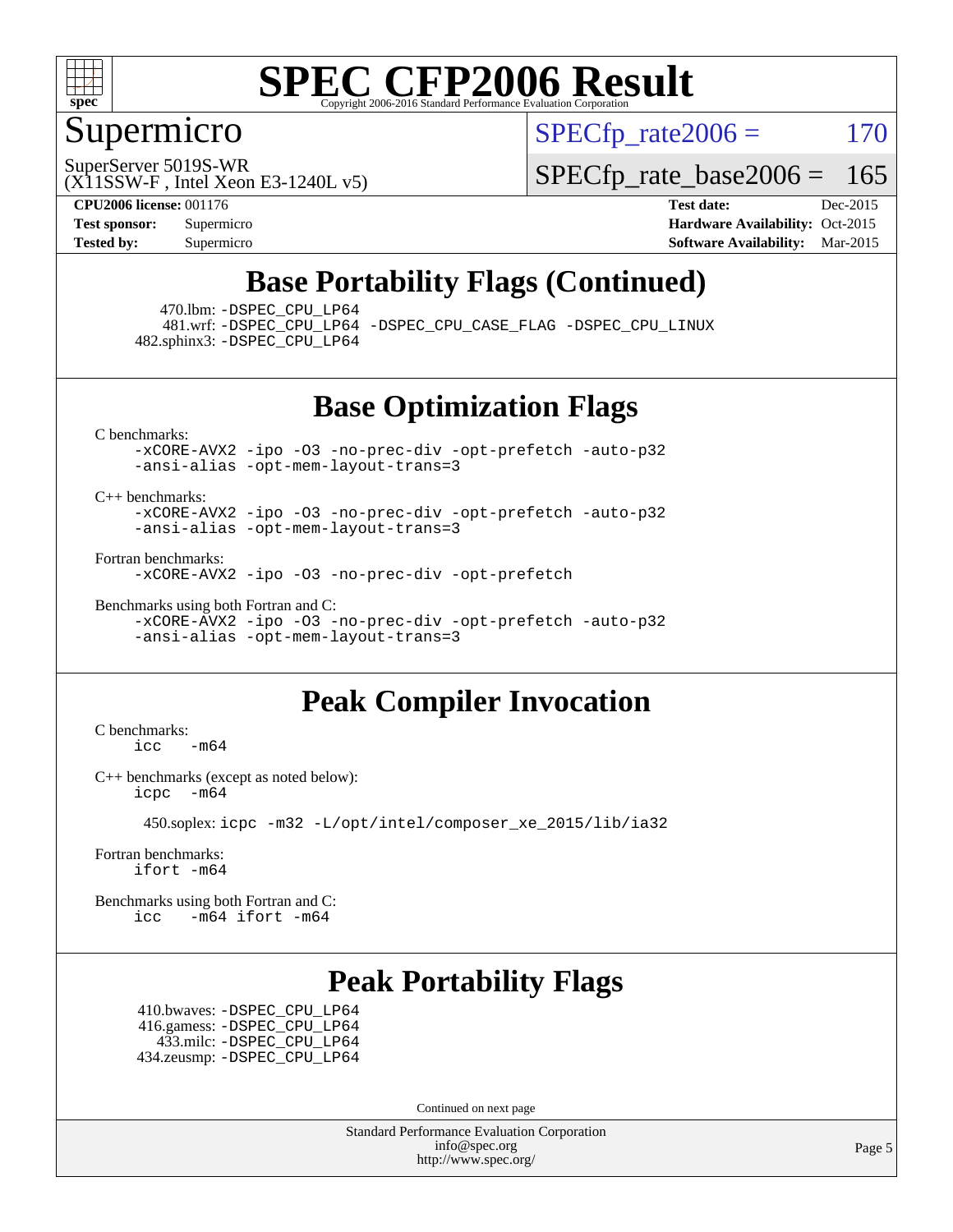# SPEC CFP2006 Result

Copyright 2006-2016 Standard Performance Evaluation Corporation

## Supermicro

SuperServer 5019S-WR
(X11SSW-F , Intel Xeon E3-1240L v5)

SPECfp_rate2006 = 170

SPECfp_rate_base2006 = 165

**CPU2006 license:** 001176
**Test sponsor:** Supermicro
**Tested by:** Supermicro

**Test date:** Dec-2015
**Hardware Availability:** Oct-2015
**Software Availability:** Mar-2015

## Base Portability Flags (Continued)

470.lbm: -DSPEC_CPU_LP64
481.wrf: -DSPEC_CPU_LP64 -DSPEC_CPU_CASE_FLAG -DSPEC_CPU_LINUX
482.sphinx3: -DSPEC_CPU_LP64

## Base Optimization Flags

C benchmarks:
```
-xCORE-AVX2 -ipo -O3 -no-prec-div -opt-prefetch -auto-p32
-ansi-alias -opt-mem-layout-trans=3
```

C++ benchmarks:
```
-xCORE-AVX2 -ipo -O3 -no-prec-div -opt-prefetch -auto-p32
-ansi-alias -opt-mem-layout-trans=3
```

Fortran benchmarks:
```
-xCORE-AVX2 -ipo -O3 -no-prec-div -opt-prefetch
```

Benchmarks using both Fortran and C:
```
-xCORE-AVX2 -ipo -O3 -no-prec-div -opt-prefetch -auto-p32
-ansi-alias -opt-mem-layout-trans=3
```

## Peak Compiler Invocation

C benchmarks:
```
icc   -m64
```

C++ benchmarks (except as noted below):
```
icpc  -m64
```

450.soplex: icpc -m32 -L/opt/intel/composer_xe_2015/lib/ia32

Fortran benchmarks:
```
ifort -m64
```

Benchmarks using both Fortran and C:
```
icc   -m64 ifort -m64
```

## Peak Portability Flags

410.bwaves: -DSPEC_CPU_LP64
416.gamess: -DSPEC_CPU_LP64
433.milc: -DSPEC_CPU_LP64
434.zeusmp: -DSPEC_CPU_LP64

Continued on next page

Standard Performance Evaluation Corporation
info@spec.org
http://www.spec.org/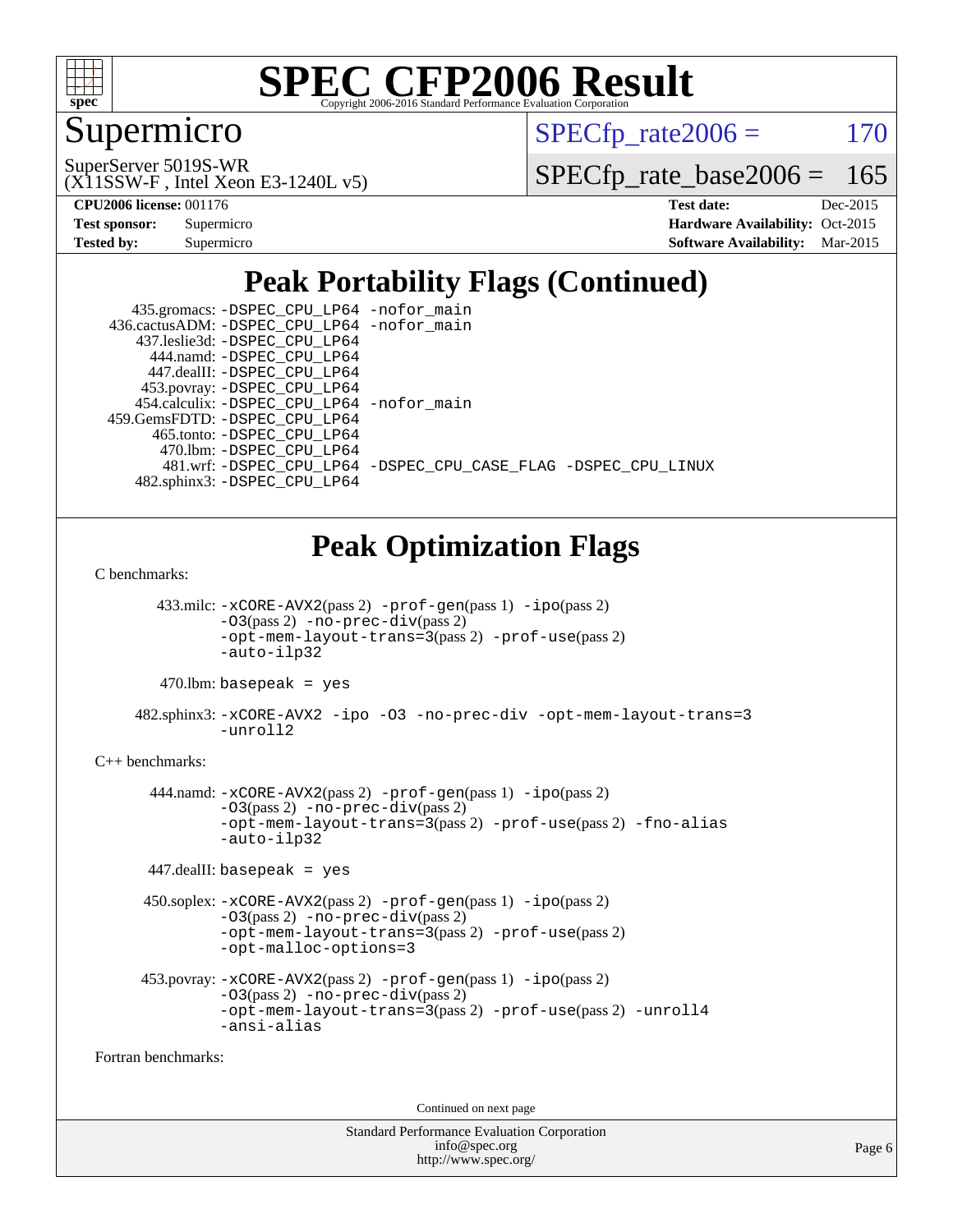# SPEC CFP2006 Result

Copyright 2006-2016 Standard Performance Evaluation Corporation

## Supermicro

SuperServer 5019S-WR
(X11SSW-F , Intel Xeon E3-1240L v5)

SPECfp_rate2006 = 170

SPECfp_rate_base2006 = 165

**CPU2006 license:** 001176
**Test sponsor:** Supermicro
**Tested by:** Supermicro

**Test date:** Dec-2015
**Hardware Availability:** Oct-2015
**Software Availability:** Mar-2015

## Peak Portability Flags (Continued)

435.gromacs: -DSPEC_CPU_LP64 -nofor_main
436.cactusADM: -DSPEC_CPU_LP64 -nofor_main
437.leslie3d: -DSPEC_CPU_LP64
444.namd: -DSPEC_CPU_LP64
447.dealII: -DSPEC_CPU_LP64
453.povray: -DSPEC_CPU_LP64
454.calculix: -DSPEC_CPU_LP64 -nofor_main
459.GemsFDTD: -DSPEC_CPU_LP64
465.tonto: -DSPEC_CPU_LP64
470.lbm: -DSPEC_CPU_LP64
481.wrf: -DSPEC_CPU_LP64 -DSPEC_CPU_CASE_FLAG -DSPEC_CPU_LINUX
482.sphinx3: -DSPEC_CPU_LP64

## Peak Optimization Flags

C benchmarks:

433.milc: -xCORE-AVX2(pass 2) -prof-gen(pass 1) -ipo(pass 2) -O3(pass 2) -no-prec-div(pass 2) -opt-mem-layout-trans=3(pass 2) -prof-use(pass 2) -auto-ilp32

470.lbm: basepeak = yes

482.sphinx3: -xCORE-AVX2 -ipo -O3 -no-prec-div -opt-mem-layout-trans=3 -unroll2

C++ benchmarks:

444.namd: -xCORE-AVX2(pass 2) -prof-gen(pass 1) -ipo(pass 2) -O3(pass 2) -no-prec-div(pass 2) -opt-mem-layout-trans=3(pass 2) -prof-use(pass 2) -fno-alias -auto-ilp32

447.dealII: basepeak = yes

450.soplex: -xCORE-AVX2(pass 2) -prof-gen(pass 1) -ipo(pass 2) -O3(pass 2) -no-prec-div(pass 2) -opt-mem-layout-trans=3(pass 2) -prof-use(pass 2) -opt-malloc-options=3

453.povray: -xCORE-AVX2(pass 2) -prof-gen(pass 1) -ipo(pass 2) -O3(pass 2) -no-prec-div(pass 2) -opt-mem-layout-trans=3(pass 2) -prof-use(pass 2) -unroll4 -ansi-alias

Fortran benchmarks:

Continued on next page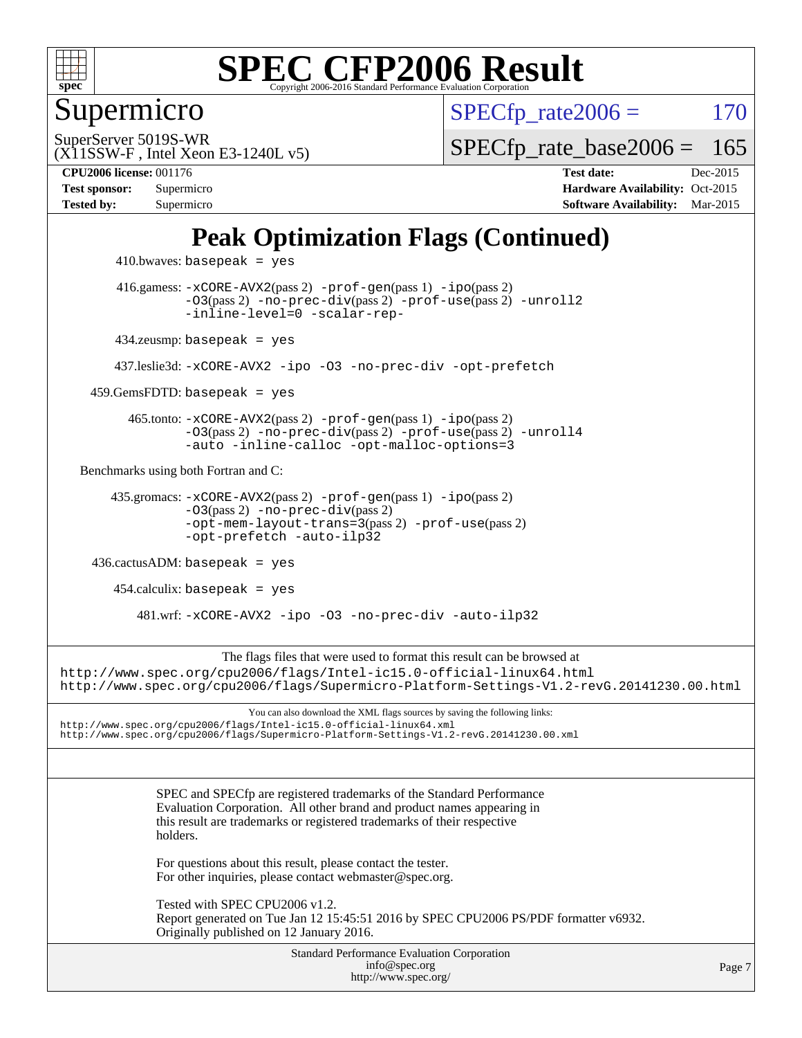# Peak Optimization Flags (Continued)

410.bwaves: basepeak = yes

416.gamess: -xCORE-AVX2(pass 2) -prof-gen(pass 1) -ipo(pass 2) -O3(pass 2) -no-prec-div(pass 2) -prof-use(pass 2) -unroll2 -inline-level=0 -scalar-rep-

434.zeusmp: basepeak = yes

437.leslie3d: -xCORE-AVX2 -ipo -O3 -no-prec-div -opt-prefetch

459.GemsFDTD: basepeak = yes

465.tonto: -xCORE-AVX2(pass 2) -prof-gen(pass 1) -ipo(pass 2) -O3(pass 2) -no-prec-div(pass 2) -prof-use(pass 2) -unroll4 -auto -inline-calloc -opt-malloc-options=3

Benchmarks using both Fortran and C:

435.gromacs: -xCORE-AVX2(pass 2) -prof-gen(pass 1) -ipo(pass 2) -O3(pass 2) -no-prec-div(pass 2) -opt-mem-layout-trans=3(pass 2) -prof-use(pass 2) -opt-prefetch -auto-ilp32

436.cactusADM: basepeak = yes

454.calculix: basepeak = yes

481.wrf: -xCORE-AVX2 -ipo -O3 -no-prec-div -auto-ilp32

The flags files that were used to format this result can be browsed at
http://www.spec.org/cpu2006/flags/Intel-ic15.0-official-linux64.html
http://www.spec.org/cpu2006/flags/Supermicro-Platform-Settings-V1.2-revG.20141230.00.html

You can also download the XML flags sources by saving the following links:
http://www.spec.org/cpu2006/flags/Intel-ic15.0-official-linux64.xml
http://www.spec.org/cpu2006/flags/Supermicro-Platform-Settings-V1.2-revG.20141230.00.xml

SPEC and SPECfp are registered trademarks of the Standard Performance Evaluation Corporation. All other brand and product names appearing in this result are trademarks or registered trademarks of their respective holders.

For questions about this result, please contact the tester.
For other inquiries, please contact webmaster@spec.org.

Tested with SPEC CPU2006 v1.2.
Report generated on Tue Jan 12 15:45:51 2016 by SPEC CPU2006 PS/PDF formatter v6932.
Originally published on 12 January 2016.